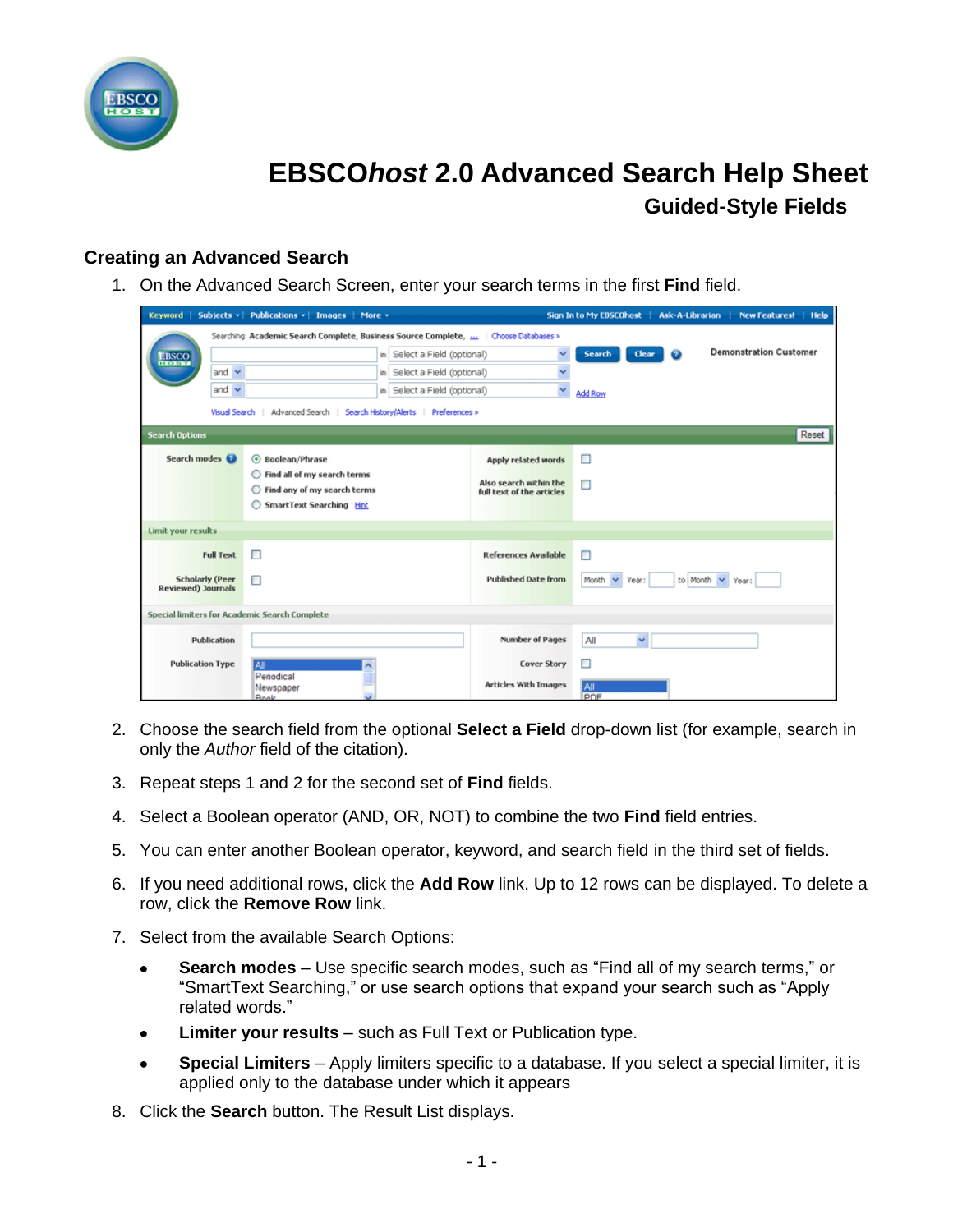# EBSCO*host* 2.0 Advanced Search Help Sheet

## Guided-Style Fields

### Creating an Advanced Search

1. On the Advanced Search Screen, enter your search terms in the first **Find** field.

2. Choose the search field from the optional **Select a Field** drop-down list (for example, search in only the *Author* field of the citation).

3. Repeat steps 1 and 2 for the second set of **Find** fields.

4. Select a Boolean operator (AND, OR, NOT) to combine the two **Find** field entries.

5. You can enter another Boolean operator, keyword, and search field in the third set of fields.

6. If you need additional rows, click the **Add Row** link. Up to 12 rows can be displayed. To delete a row, click the **Remove Row** link.

7. Select from the available Search Options:

   - **Search modes** – Use specific search modes, such as "Find all of my search terms," or "SmartText Searching," or use search options that expand your search such as "Apply related words."
   - **Limiter your results** – such as Full Text or Publication type.
   - **Special Limiters** – Apply limiters specific to a database. If you select a special limiter, it is applied only to the database under which it appears

8. Click the **Search** button. The Result List displays.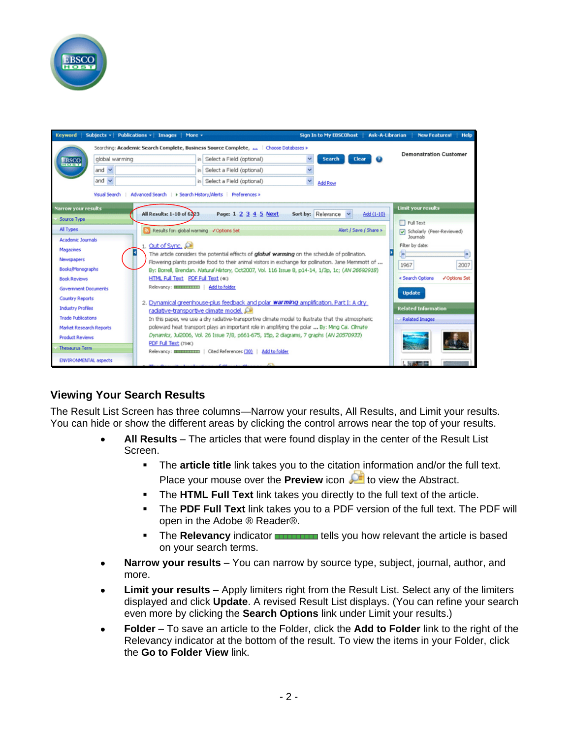## Viewing Your Search Results

The Result List Screen has three columns—Narrow your results, All Results, and Limit your results. You can hide or show the different areas by clicking the control arrows near the top of your results.

- **All Results** – The articles that were found display in the center of the Result List Screen.
  - The **article title** link takes you to the citation information and/or the full text. Place your mouse over the **Preview** icon to view the Abstract.
  - The **HTML Full Text** link takes you directly to the full text of the article.
  - The **PDF Full Text** link takes you to a PDF version of the full text. The PDF will open in the Adobe ® Reader®.
  - The **Relevancy** indicator tells you how relevant the article is based on your search terms.
- **Narrow your results** – You can narrow by source type, subject, journal, author, and more.
- **Limit your results** – Apply limiters right from the Result List. Select any of the limiters displayed and click **Update**. A revised Result List displays. (You can refine your search even more by clicking the **Search Options** link under Limit your results.)
- **Folder** – To save an article to the Folder, click the **Add to Folder** link to the right of the Relevancy indicator at the bottom of the result. To view the items in your Folder, click the **Go to Folder View** link.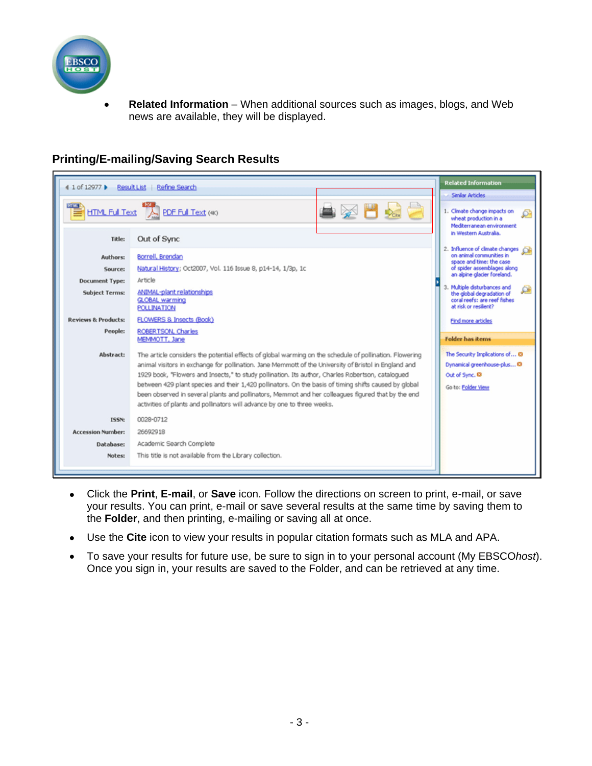- **Related Information** – When additional sources such as images, blogs, and Web news are available, they will be displayed.

## Printing/E-mailing/Saving Search Results

- Click the **Print**, **E-mail**, or **Save** icon. Follow the directions on screen to print, e-mail, or save your results. You can print, e-mail or save several results at the same time by saving them to the **Folder**, and then printing, e-mailing or saving all at once.
- Use the **Cite** icon to view your results in popular citation formats such as MLA and APA.
- To save your results for future use, be sure to sign in to your personal account (My EBSCO*host*). Once you sign in, your results are saved to the Folder, and can be retrieved at any time.